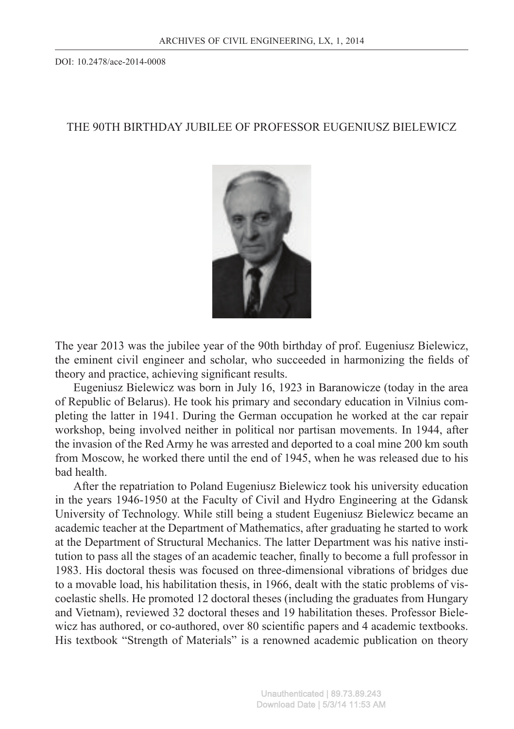DOI: 10.2478/ace-2014-0008

# THE 90TH BIRTHDAY JUBILEE OF PROFESSOR EUGENIUSZ BIELEWICZ

The year 2013 was the jubilee year of the 90th birthday of prof. Eugeniusz Bielewicz, the eminent civil engineer and scholar, who succeeded in harmonizing the fields of theory and practice, achieving significant results.

Eugeniusz Bielewicz was born in July 16, 1923 in Baranowicze (today in the area of Republic of Belarus). He took his primary and secondary education in Vilnius completing the latter in 1941. During the German occupation he worked at the car repair workshop, being involved neither in political nor partisan movements. In 1944, after the invasion of the Red Army he was arrested and deported to a coal mine 200 km south from Moscow, he worked there until the end of 1945, when he was released due to his bad health.

After the repatriation to Poland Eugeniusz Bielewicz took his university education in the years 1946-1950 at the Faculty of Civil and Hydro Engineering at the Gdansk University of Technology. While still being a student Eugeniusz Bielewicz became an academic teacher at the Department of Mathematics, after graduating he started to work at the Department of Structural Mechanics. The latter Department was his native institution to pass all the stages of an academic teacher, finally to become a full professor in 1983. His doctoral thesis was focused on three-dimensional vibrations of bridges due to a movable load, his habilitation thesis, in 1966, dealt with the static problems of viscoelastic shells. He promoted 12 doctoral theses (including the graduates from Hungary and Vietnam), reviewed 32 doctoral theses and 19 habilitation theses. Professor Bielewicz has authored, or co-authored, over 80 scientific papers and 4 academic textbooks. His textbook "Strength of Materials" is a renowned academic publication on theory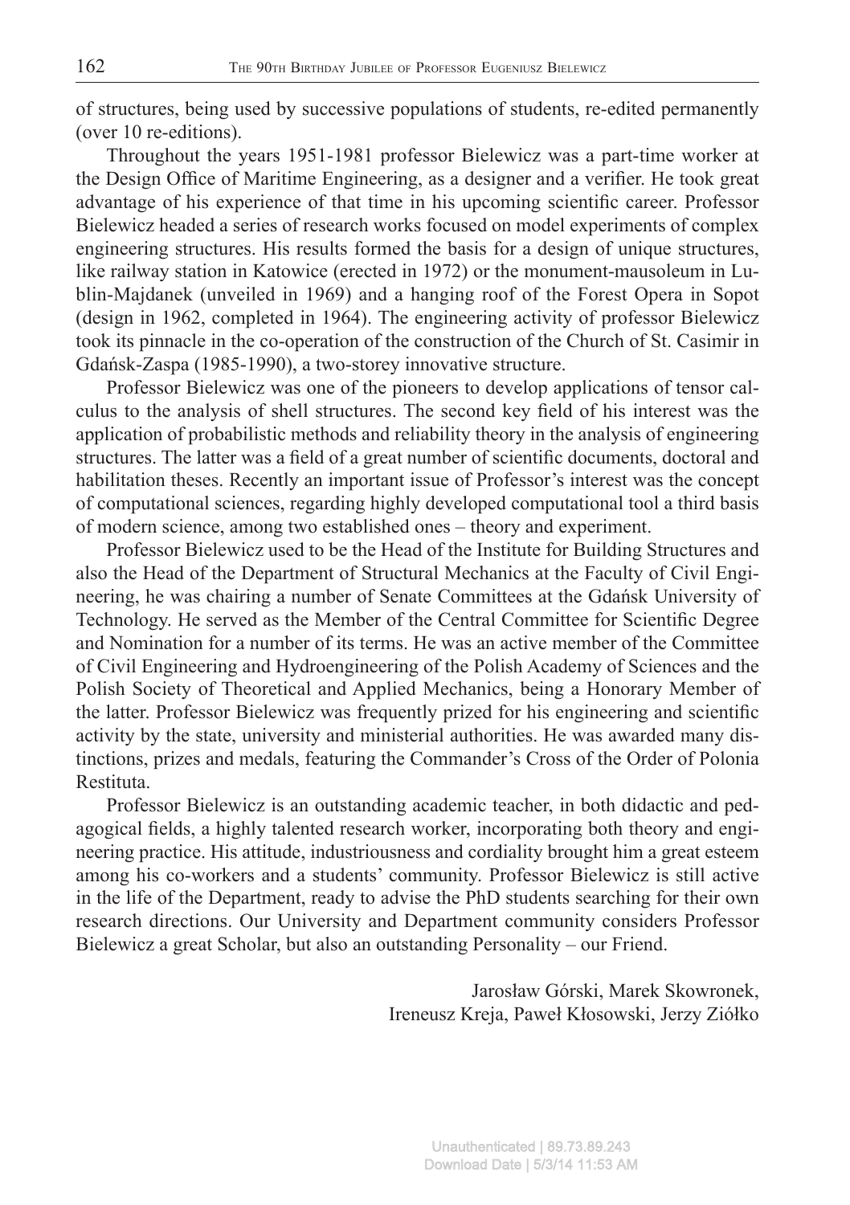of structures, being used by successive populations of students, re-edited permanently (over 10 re-editions).

Throughout the years 1951-1981 professor Bielewicz was a part-time worker at the Design Office of Maritime Engineering, as a designer and a verifier. He took great advantage of his experience of that time in his upcoming scientific career. Professor Bielewicz headed a series of research works focused on model experiments of complex engineering structures. His results formed the basis for a design of unique structures, like railway station in Katowice (erected in 1972) or the monument-mausoleum in Lublin-Majdanek (unveiled in 1969) and a hanging roof of the Forest Opera in Sopot (design in 1962, completed in 1964). The engineering activity of professor Bielewicz took its pinnacle in the co-operation of the construction of the Church of St. Casimir in Gdańsk-Zaspa (1985-1990), a two-storey innovative structure.

Professor Bielewicz was one of the pioneers to develop applications of tensor calculus to the analysis of shell structures. The second key field of his interest was the application of probabilistic methods and reliability theory in the analysis of engineering structures. The latter was a field of a great number of scientific documents, doctoral and habilitation theses. Recently an important issue of Professor's interest was the concept of computational sciences, regarding highly developed computational tool a third basis of modern science, among two established ones – theory and experiment.

Professor Bielewicz used to be the Head of the Institute for Building Structures and also the Head of the Department of Structural Mechanics at the Faculty of Civil Engineering, he was chairing a number of Senate Committees at the Gdańsk University of Technology. He served as the Member of the Central Committee for Scientific Degree and Nomination for a number of its terms. He was an active member of the Committee of Civil Engineering and Hydroengineering of the Polish Academy of Sciences and the Polish Society of Theoretical and Applied Mechanics, being a Honorary Member of the latter. Professor Bielewicz was frequently prized for his engineering and scientific activity by the state, university and ministerial authorities. He was awarded many distinctions, prizes and medals, featuring the Commander's Cross of the Order of Polonia Restituta.

Professor Bielewicz is an outstanding academic teacher, in both didactic and pedagogical fields, a highly talented research worker, incorporating both theory and engineering practice. His attitude, industriousness and cordiality brought him a great esteem among his co-workers and a students' community. Professor Bielewicz is still active in the life of the Department, ready to advise the PhD students searching for their own research directions. Our University and Department community considers Professor Bielewicz a great Scholar, but also an outstanding Personality – our Friend.

Jarosław Górski, Marek Skowronek,
Ireneusz Kreja, Paweł Kłosowski, Jerzy Ziółko